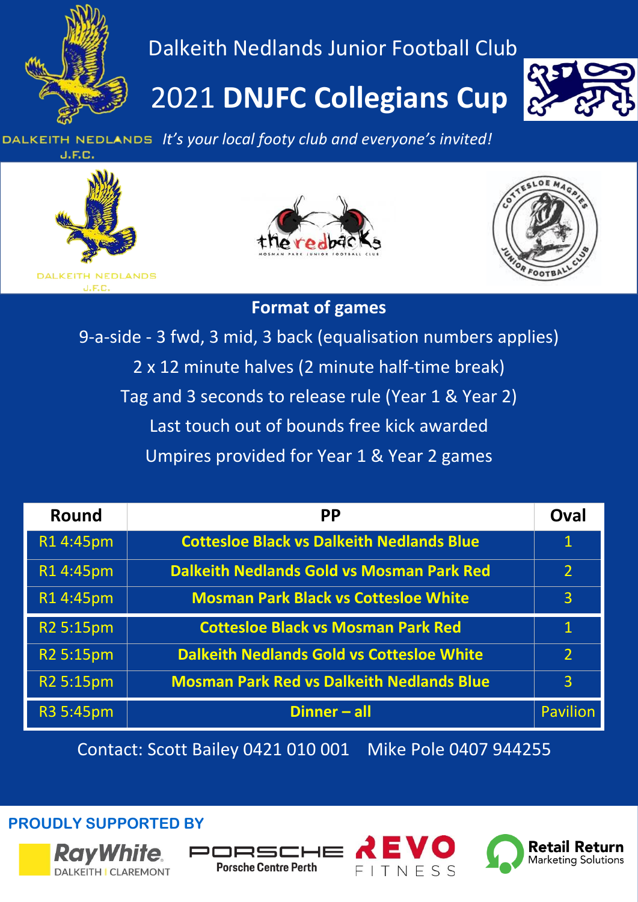Dalkeith Nedlands Junior Football Club

# 2021 **DNJFC Collegians Cup**

DALKEITH NEDLANDS J.F.C. *It's your local footy club and everyone's invited!*

DALKEITH NEDLANDS J.F.C.

the redbacks MOSMAN PARK JUNIOR FOOTBALL CLUB

COTTESLOE MAGPIES JUNIOR FOOTBALL CLUB

## Format of games

9-a-side - 3 fwd, 3 mid, 3 back (equalisation numbers applies)

2 x 12 minute halves (2 minute half-time break)

Tag and 3 seconds to release rule (Year 1 & Year 2)

Last touch out of bounds free kick awarded

Umpires provided for Year 1 & Year 2 games

| Round | PP | Oval |
|---|---|---|
| R1 4:45pm | **Cottesloe Black vs Dalkeith Nedlands Blue** | 1 |
| R1 4:45pm | **Dalkeith Nedlands Gold vs Mosman Park Red** | 2 |
| R1 4:45pm | **Mosman Park Black vs Cottesloe White** | 3 |
| R2 5:15pm | **Cottesloe Black vs Mosman Park Red** | 1 |
| R2 5:15pm | **Dalkeith Nedlands Gold vs Cottesloe White** | 2 |
| R2 5:15pm | **Mosman Park Red vs Dalkeith Nedlands Blue** | 3 |
| R3 5:45pm | **Dinner – all** | Pavilion |

Contact: Scott Bailey 0421 010 001 Mike Pole 0407 944255

**PROUDLY SUPPORTED BY**

RayWhite DALKEITH | CLAREMONT

PORSCHE Porsche Centre Perth

REVO FITNESS

Retail Return Marketing Solutions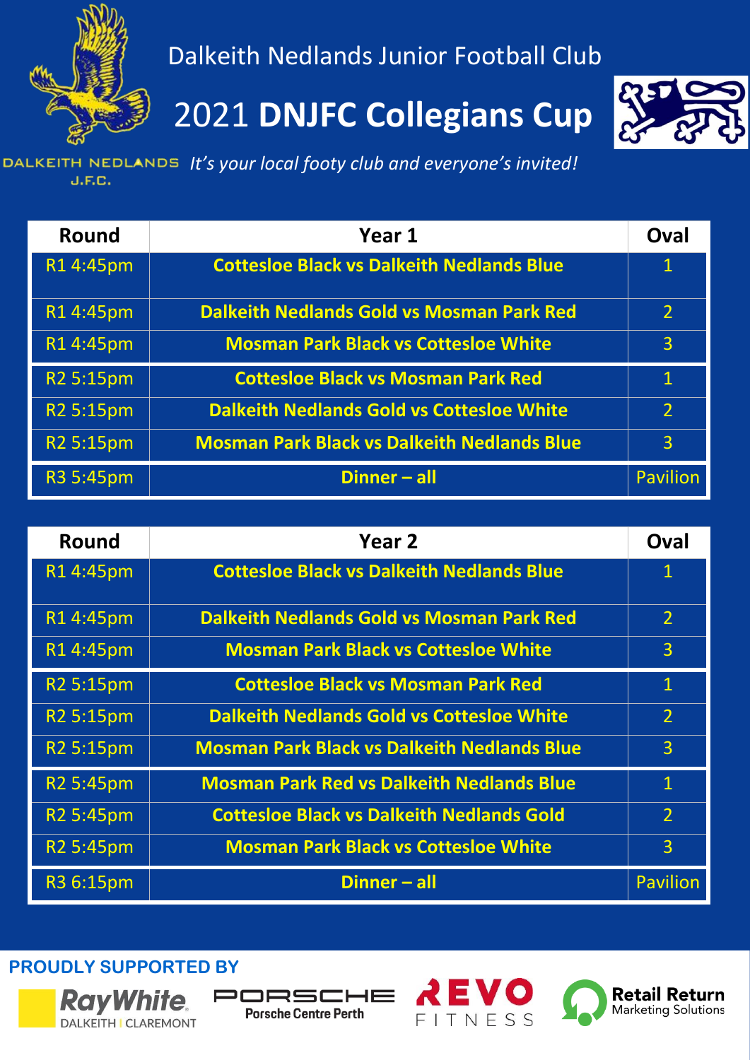Dalkeith Nedlands Junior Football Club

# 2021 **DNJFC Collegians Cup**

DALKEITH NEDLANDS J.F.C.

*It's your local footy club and everyone's invited!*

| Round | Year 1 | Oval |
|---|---|---|
| R1 4:45pm | **Cottesloe Black vs Dalkeith Nedlands Blue** | 1 |
| R1 4:45pm | **Dalkeith Nedlands Gold vs Mosman Park Red** | 2 |
| R1 4:45pm | **Mosman Park Black vs Cottesloe White** | 3 |
| R2 5:15pm | **Cottesloe Black vs Mosman Park Red** | 1 |
| R2 5:15pm | **Dalkeith Nedlands Gold vs Cottesloe White** | 2 |
| R2 5:15pm | **Mosman Park Black vs Dalkeith Nedlands Blue** | 3 |
| R3 5:45pm | **Dinner – all** | Pavilion |

| Round | Year 2 | Oval |
|---|---|---|
| R1 4:45pm | **Cottesloe Black vs Dalkeith Nedlands Blue** | 1 |
| R1 4:45pm | **Dalkeith Nedlands Gold vs Mosman Park Red** | 2 |
| R1 4:45pm | **Mosman Park Black vs Cottesloe White** | 3 |
| R2 5:15pm | **Cottesloe Black vs Mosman Park Red** | 1 |
| R2 5:15pm | **Dalkeith Nedlands Gold vs Cottesloe White** | 2 |
| R2 5:15pm | **Mosman Park Black vs Dalkeith Nedlands Blue** | 3 |
| R2 5:45pm | **Mosman Park Red vs Dalkeith Nedlands Blue** | 1 |
| R2 5:45pm | **Cottesloe Black vs Dalkeith Nedlands Gold** | 2 |
| R2 5:45pm | **Mosman Park Black vs Cottesloe White** | 3 |
| R3 6:15pm | **Dinner – all** | Pavilion |

**PROUDLY SUPPORTED BY**

Ray White DALKEITH | CLAREMONT

PORSCHE Porsche Centre Perth

REVO FITNESS

Retail Return Marketing Solutions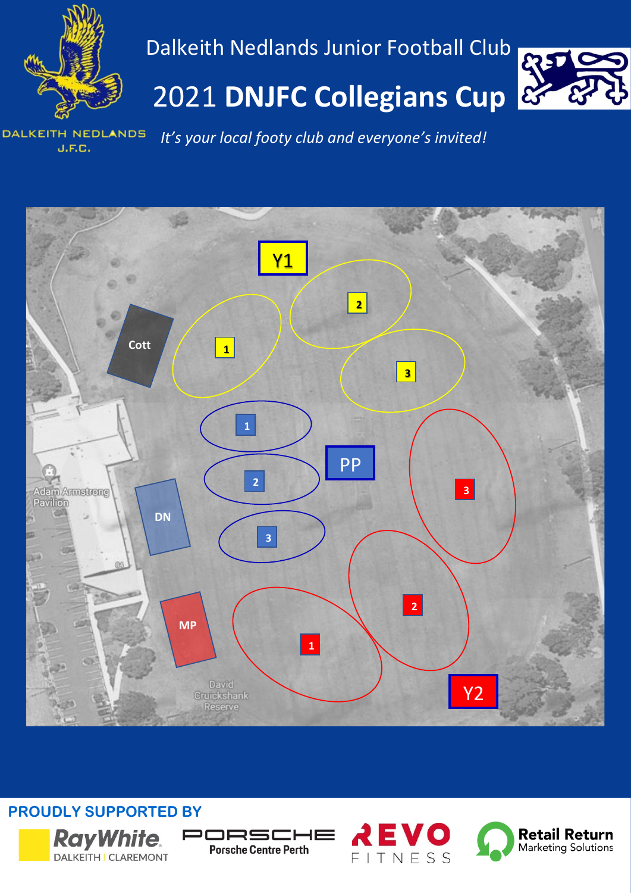Dalkeith Nedlands Junior Football Club

# 2021 **DNJFC Collegians Cup**

DALKEITH NEDLANDS J.F.C.

*It's your local footy club and everyone's invited!*

Y1

Cott

1

2

3

Adam Armstrong Pavilion

1

PP

2

DN

3

3

2

MP

1

David Cruickshank Reserve

Y2

**PROUDLY SUPPORTED BY**

RayWhite DALKEITH | CLAREMONT

PORSCHE Porsche Centre Perth

REVO FITNESS

Retail Return Marketing Solutions